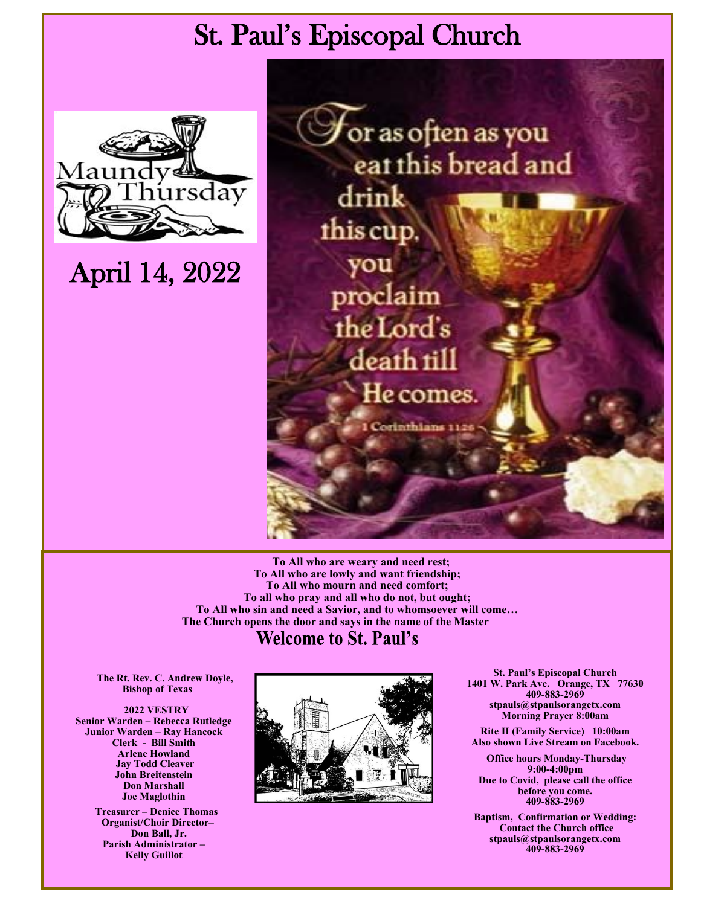# St. Paul's Episcopal Church

Maundy Thursday

## April 14, 2022

For as often as you eat this bread and drink this cup, you proclaim the Lord's death till He comes.

1 Corinthians 11:26

**To All who are weary and need rest;**
**To All who are lowly and want friendship;**
**To All who mourn and need comfort;**
**To all who pray and all who do not, but ought;**
**To All who sin and need a Savior, and to whomsoever will come…**
**The Church opens the door and says in the name of the Master**

## Welcome to St. Paul's

**The Rt. Rev. C. Andrew Doyle,**
**Bishop of Texas**

**2022 VESTRY**
**Senior Warden – Rebecca Rutledge**
**Junior Warden – Ray Hancock**
**Clerk - Bill Smith**
**Arlene Howland**
**Jay Todd Cleaver**
**John Breitenstein**
**Don Marshall**
**Joe Maglothin**

**Treasurer – Denice Thomas**
**Organist/Choir Director–**
**Don Ball, Jr.**
**Parish Administrator –**
**Kelly Guillot**

**St. Paul's Episcopal Church**
**1401 W. Park Ave. Orange, TX 77630**
**409-883-2969**
**stpauls@stpaulsorangetx.com**
**Morning Prayer 8:00am**

**Rite II (Family Service) 10:00am**
**Also shown Live Stream on Facebook.**

**Office hours Monday-Thursday**
**9:00-4:00pm**
**Due to Covid, please call the office before you come.**
**409-883-2969**

**Baptism, Confirmation or Wedding:**
**Contact the Church office**
**stpauls@stpaulsorangetx.com**
**409-883-2969**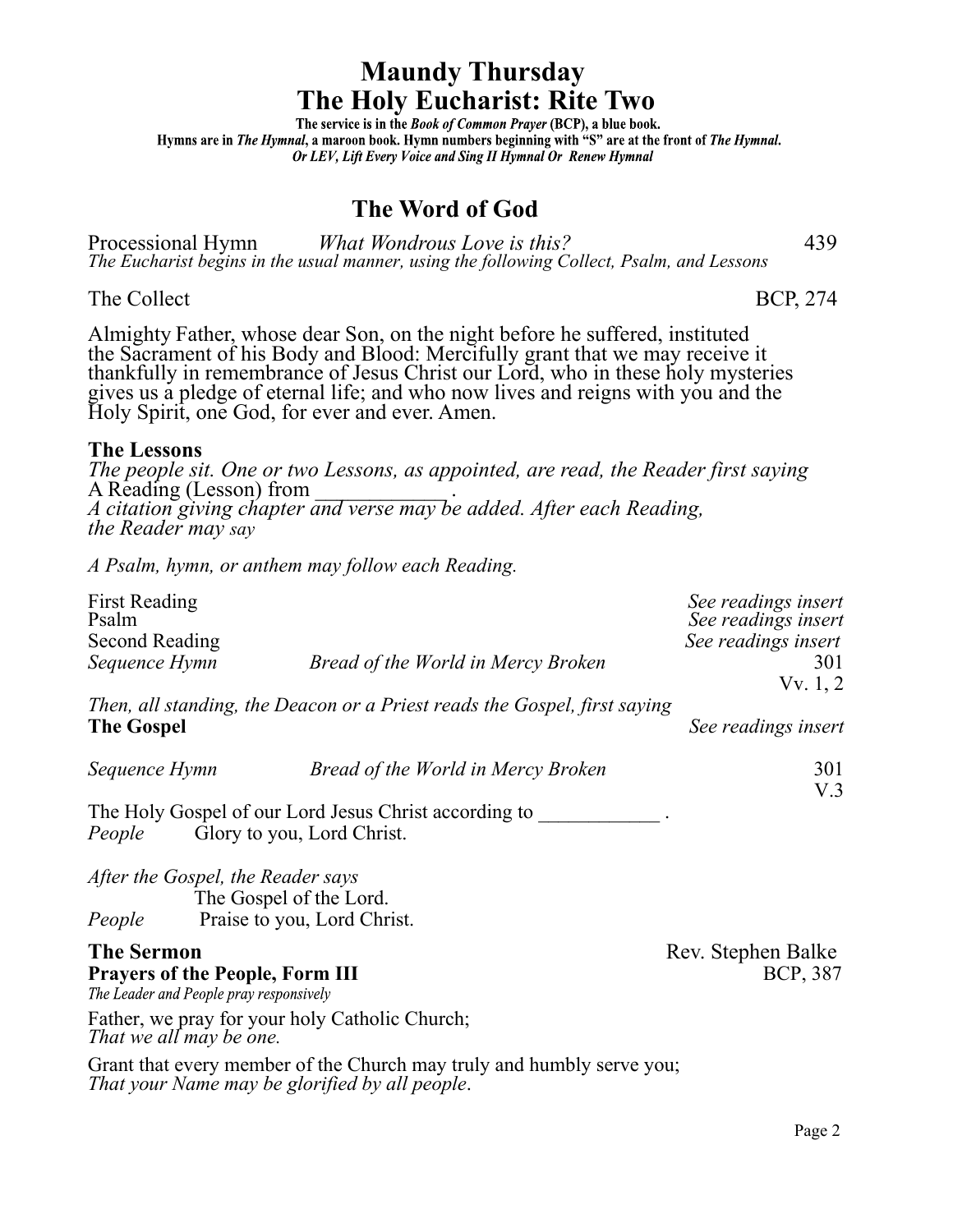# Maundy Thursday
# The Holy Eucharist: Rite Two

**The service is in the *Book of Common Prayer* (BCP), a blue book.**
**Hymns are in *The Hymnal*, a maroon book. Hymn numbers beginning with "S" are at the front of *The Hymnal.***
***Or LEV, Lift Every Voice and Sing II Hymnal Or Renew Hymnal***

## The Word of God

Processional Hymn *What Wondrous Love is this?* 439
*The Eucharist begins in the usual manner, using the following Collect, Psalm, and Lessons*

The Collect BCP, 274

Almighty Father, whose dear Son, on the night before he suffered, instituted the Sacrament of his Body and Blood: Mercifully grant that we may receive it thankfully in remembrance of Jesus Christ our Lord, who in these holy mysteries gives us a pledge of eternal life; and who now lives and reigns with you and the Holy Spirit, one God, for ever and ever. Amen.

**The Lessons**
*The people sit. One or two Lessons, as appointed, are read, the Reader first saying*
A Reading (Lesson) from \_\_\_\_\_\_\_\_\_\_\_\_.
*A citation giving chapter and verse may be added. After each Reading, the Reader may say*

*A Psalm, hymn, or anthem may follow each Reading.*

First Reading *See readings insert*
Psalm *See readings insert*
Second Reading *See readings insert*
*Sequence Hymn* *Bread of the World in Mercy Broken* 301 Vv. 1, 2

*Then, all standing, the Deacon or a Priest reads the Gospel, first saying*
**The Gospel** *See readings insert*

*Sequence Hymn* *Bread of the World in Mercy Broken* 301 V.3

The Holy Gospel of our Lord Jesus Christ according to \_\_\_\_\_\_\_\_\_\_\_\_ .
*People* Glory to you, Lord Christ.

*After the Gospel, the Reader says*
The Gospel of the Lord.
*People* Praise to you, Lord Christ.

**The Sermon** Rev. Stephen Balke
**Prayers of the People, Form III** BCP, 387
*The Leader and People pray responsively*

Father, we pray for your holy Catholic Church;
*That we all may be one.*

Grant that every member of the Church may truly and humbly serve you;
*That your Name may be glorified by all people.*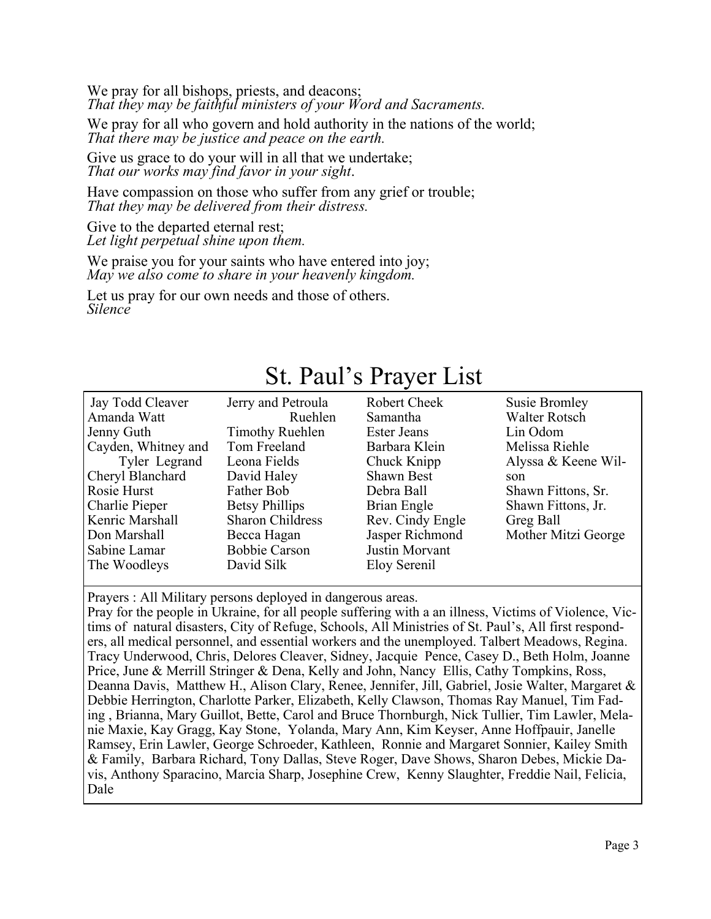We pray for all bishops, priests, and deacons;
*That they may be faithful ministers of your Word and Sacraments.*

We pray for all who govern and hold authority in the nations of the world;
*That there may be justice and peace on the earth.*

Give us grace to do your will in all that we undertake;
*That our works may find favor in your sight*.

Have compassion on those who suffer from any grief or trouble;
*That they may be delivered from their distress.*

Give to the departed eternal rest;
*Let light perpetual shine upon them.*

We praise you for your saints who have entered into joy;
*May we also come to share in your heavenly kingdom.*

Let us pray for our own needs and those of others.
*Silence*

# St. Paul's Prayer List

| | | | |
|---|---|---|---|
| Jay Todd Cleaver | Jerry and Petroula Ruehlen | Robert Cheek | Susie Bromley |
| Amanda Watt | Timothy Ruehlen | Samantha | Walter Rotsch |
| Jenny Guth | Tom Freeland | Ester Jeans | Lin Odom |
| Cayden, Whitney and Tyler Legrand | Leona Fields | Barbara Klein | Melissa Riehle |
| Cheryl Blanchard | David Haley | Chuck Knipp | Alyssa & Keene Wilson |
| Rosie Hurst | Father Bob | Shawn Best | Shawn Fittons, Sr. |
| Charlie Pieper | Betsy Phillips | Debra Ball | Shawn Fittons, Jr. |
| Kenric Marshall | Sharon Childress | Brian Engle | Greg Ball |
| Don Marshall | Becca Hagan | Rev. Cindy Engle | Mother Mitzi George |
| Sabine Lamar | Bobbie Carson | Jasper Richmond | |
| The Woodleys | David Silk | Justin Morvant | |
| | | Eloy Serenil | |

Prayers : All Military persons deployed in dangerous areas.
Pray for the people in Ukraine, for all people suffering with a an illness, Victims of Violence, Victims of natural disasters, City of Refuge, Schools, All Ministries of St. Paul's, All first responders, all medical personnel, and essential workers and the unemployed. Talbert Meadows, Regina. Tracy Underwood, Chris, Delores Cleaver, Sidney, Jacquie Pence, Casey D., Beth Holm, Joanne Price, June & Merrill Stringer & Dena, Kelly and John, Nancy Ellis, Cathy Tompkins, Ross, Deanna Davis, Matthew H., Alison Clary, Renee, Jennifer, Jill, Gabriel, Josie Walter, Margaret & Debbie Herrington, Charlotte Parker, Elizabeth, Kelly Clawson, Thomas Ray Manuel, Tim Fading , Brianna, Mary Guillot, Bette, Carol and Bruce Thornburgh, Nick Tullier, Tim Lawler, Melanie Maxie, Kay Gragg, Kay Stone, Yolanda, Mary Ann, Kim Keyser, Anne Hoffpauir, Janelle Ramsey, Erin Lawler, George Schroeder, Kathleen, Ronnie and Margaret Sonnier, Kailey Smith & Family, Barbara Richard, Tony Dallas, Steve Roger, Dave Shows, Sharon Debes, Mickie Davis, Anthony Sparacino, Marcia Sharp, Josephine Crew, Kenny Slaughter, Freddie Nail, Felicia, Dale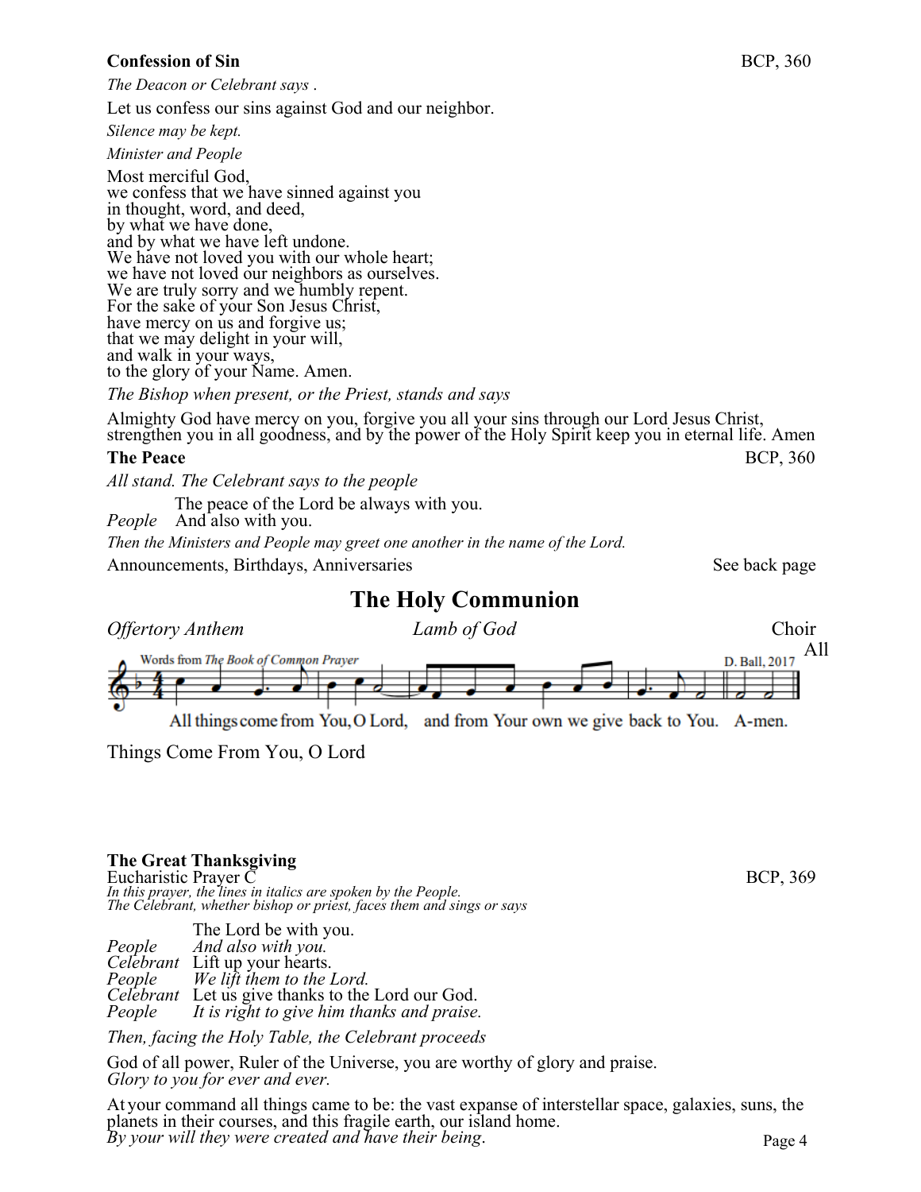**Confession of Sin** BCP, 360

*The Deacon or Celebrant says .*

Let us confess our sins against God and our neighbor.

*Silence may be kept.*

*Minister and People*

Most merciful God,
we confess that we have sinned against you
in thought, word, and deed,
by what we have done,
and by what we have left undone.
We have not loved you with our whole heart;
we have not loved our neighbors as ourselves.
We are truly sorry and we humbly repent.
For the sake of your Son Jesus Christ,
have mercy on us and forgive us;
that we may delight in your will,
and walk in your ways,
to the glory of your Name. Amen.

*The Bishop when present, or the Priest, stands and says*

Almighty God have mercy on you, forgive you all your sins through our Lord Jesus Christ, strengthen you in all goodness, and by the power of the Holy Spirit keep you in eternal life. Amen

**The Peace** BCP, 360

*All stand. The Celebrant says to the people*

The peace of the Lord be always with you.
*People* And also with you.

*Then the Ministers and People may greet one another in the name of the Lord.*

Announcements, Birthdays, Anniversaries — See back page

# The Holy Communion

*Offertory Anthem* — *Lamb of God* — Choir

All

Words from *The Book of Common Prayer* — D. Ball, 2017

All things come from You, O Lord, and from Your own we give back to You. A-men.

Things Come From You, O Lord

**The Great Thanksgiving**
Eucharistic Prayer C — BCP, 369
*In this prayer, the lines in italics are spoken by the People.*
*The Celebrant, whether bishop or priest, faces them and sings or says*

The Lord be with you.
*People* *And also with you.*
*Celebrant* Lift up your hearts.
*People* *We lift them to the Lord.*
*Celebrant* Let us give thanks to the Lord our God.
*People* *It is right to give him thanks and praise.*

*Then, facing the Holy Table, the Celebrant proceeds*

God of all power, Ruler of the Universe, you are worthy of glory and praise.
*Glory to you for ever and ever.*

At your command all things came to be: the vast expanse of interstellar space, galaxies, suns, the planets in their courses, and this fragile earth, our island home.
*By your will they were created and have their being.*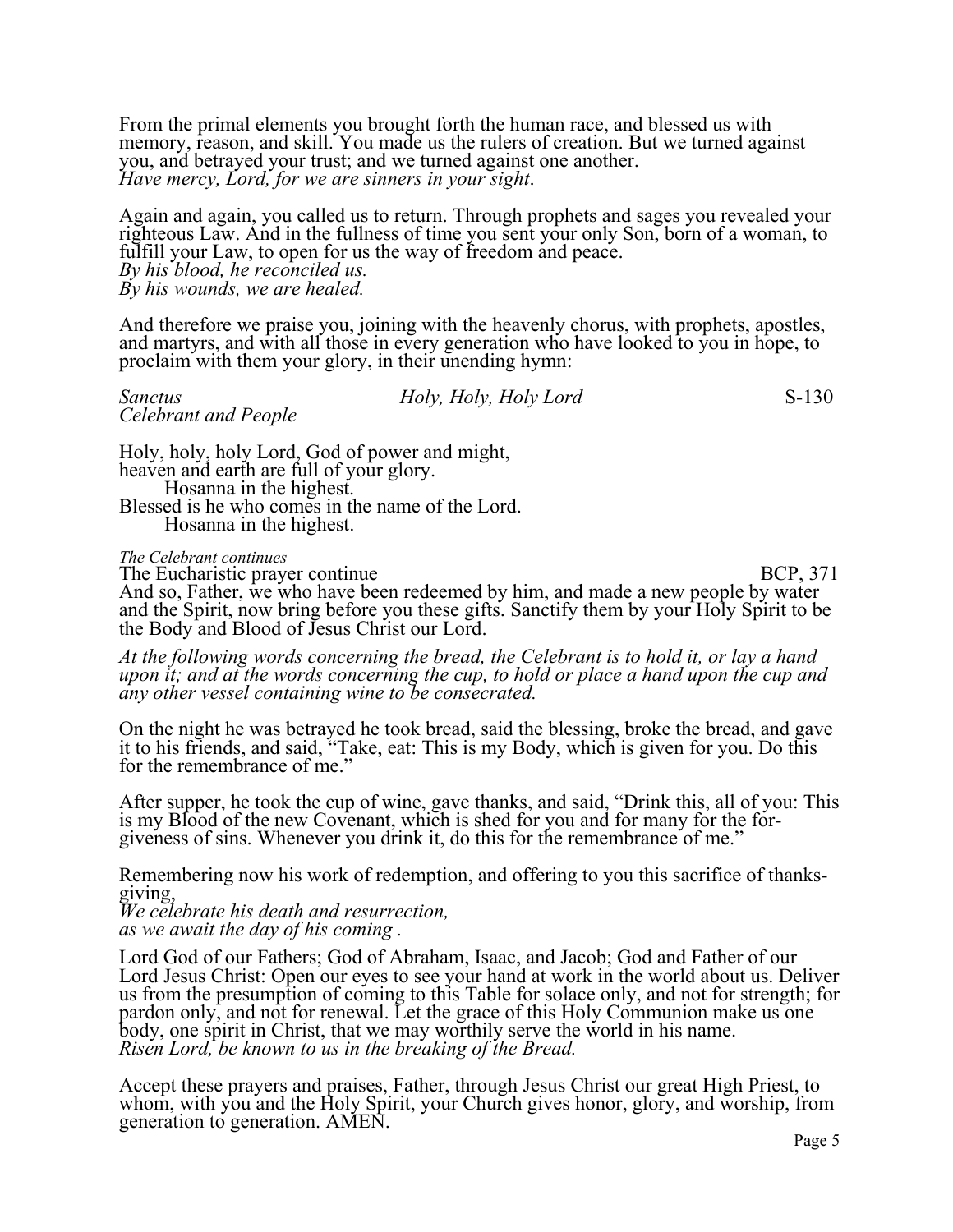From the primal elements you brought forth the human race, and blessed us with memory, reason, and skill. You made us the rulers of creation. But we turned against you, and betrayed your trust; and we turned against one another.
*Have mercy, Lord, for we are sinners in your sight*.

Again and again, you called us to return. Through prophets and sages you revealed your righteous Law. And in the fullness of time you sent your only Son, born of a woman, to fulfill your Law, to open for us the way of freedom and peace.
*By his blood, he reconciled us.*
*By his wounds, we are healed.*

And therefore we praise you, joining with the heavenly chorus, with prophets, apostles, and martyrs, and with all those in every generation who have looked to you in hope, to proclaim with them your glory, in their unending hymn:

*Sanctus* — *Holy, Holy, Holy Lord* — S-130
*Celebrant and People*

Holy, holy, holy Lord, God of power and might,
heaven and earth are full of your glory.
    Hosanna in the highest.
Blessed is he who comes in the name of the Lord.
    Hosanna in the highest.

*The Celebrant continues*
The Eucharistic prayer continue — BCP, 371
And so, Father, we who have been redeemed by him, and made a new people by water and the Spirit, now bring before you these gifts. Sanctify them by your Holy Spirit to be the Body and Blood of Jesus Christ our Lord.

*At the following words concerning the bread, the Celebrant is to hold it, or lay a hand upon it; and at the words concerning the cup, to hold or place a hand upon the cup and any other vessel containing wine to be consecrated.*

On the night he was betrayed he took bread, said the blessing, broke the bread, and gave it to his friends, and said, "Take, eat: This is my Body, which is given for you. Do this for the remembrance of me."

After supper, he took the cup of wine, gave thanks, and said, "Drink this, all of you: This is my Blood of the new Covenant, which is shed for you and for many for the forgiveness of sins. Whenever you drink it, do this for the remembrance of me."

Remembering now his work of redemption, and offering to you this sacrifice of thanksgiving,
*We celebrate his death and resurrection,*
*as we await the day of his coming .*

Lord God of our Fathers; God of Abraham, Isaac, and Jacob; God and Father of our Lord Jesus Christ: Open our eyes to see your hand at work in the world about us. Deliver us from the presumption of coming to this Table for solace only, and not for strength; for pardon only, and not for renewal. Let the grace of this Holy Communion make us one body, one spirit in Christ, that we may worthily serve the world in his name.
*Risen Lord, be known to us in the breaking of the Bread.*

Accept these prayers and praises, Father, through Jesus Christ our great High Priest, to whom, with you and the Holy Spirit, your Church gives honor, glory, and worship, from generation to generation. AMEN.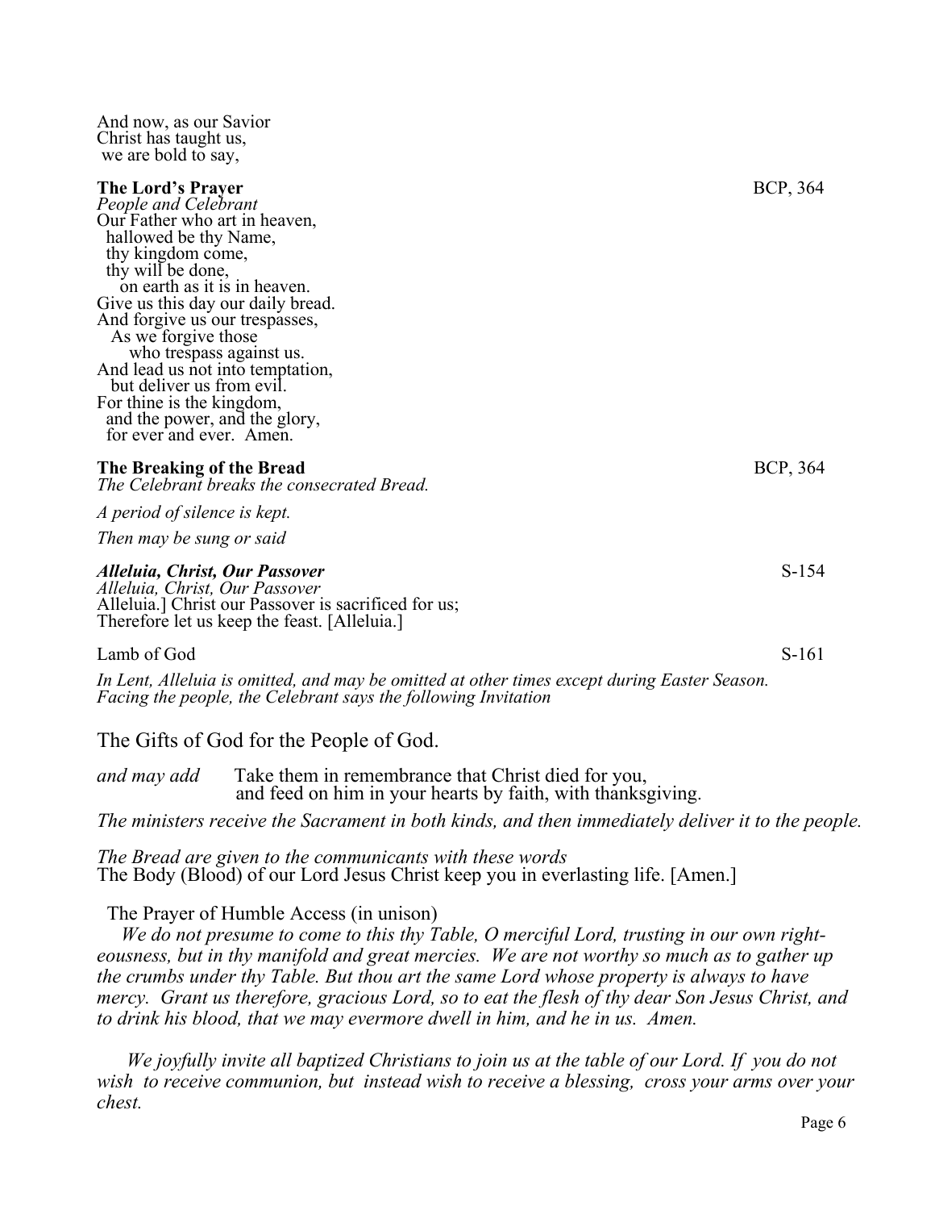And now, as our Savior
Christ has taught us,
we are bold to say,

**The Lord's Prayer** BCP, 364

*People and Celebrant*

Our Father who art in heaven,
hallowed be thy Name,
thy kingdom come,
thy will be done,
on earth as it is in heaven.
Give us this day our daily bread.
And forgive us our trespasses,
As we forgive those
who trespass against us.
And lead us not into temptation,
but deliver us from evil.
For thine is the kingdom,
and the power, and the glory,
for ever and ever. Amen.

**The Breaking of the Bread** BCP, 364

*The Celebrant breaks the consecrated Bread.*

*A period of silence is kept.*

*Then may be sung or said*

***Alleluia, Christ, Our Passover*** S-154

*Alleluia, Christ, Our Passover*
Alleluia.] Christ our Passover is sacrificed for us;
Therefore let us keep the feast. [Alleluia.]

Lamb of God S-161

*In Lent, Alleluia is omitted, and may be omitted at other times except during Easter Season.*
*Facing the people, the Celebrant says the following Invitation*

The Gifts of God for the People of God.

*and may add* Take them in remembrance that Christ died for you,
and feed on him in your hearts by faith, with thanksgiving.

*The ministers receive the Sacrament in both kinds, and then immediately deliver it to the people.*

*The Bread are given to the communicants with these words*
The Body (Blood) of our Lord Jesus Christ keep you in everlasting life. [Amen.]

The Prayer of Humble Access (in unison)

*We do not presume to come to this thy Table, O merciful Lord, trusting in our own righteousness, but in thy manifold and great mercies. We are not worthy so much as to gather up the crumbs under thy Table. But thou art the same Lord whose property is always to have mercy. Grant us therefore, gracious Lord, so to eat the flesh of thy dear Son Jesus Christ, and to drink his blood, that we may evermore dwell in him, and he in us. Amen.*

*We joyfully invite all baptized Christians to join us at the table of our Lord. If you do not wish to receive communion, but instead wish to receive a blessing, cross your arms over your chest.*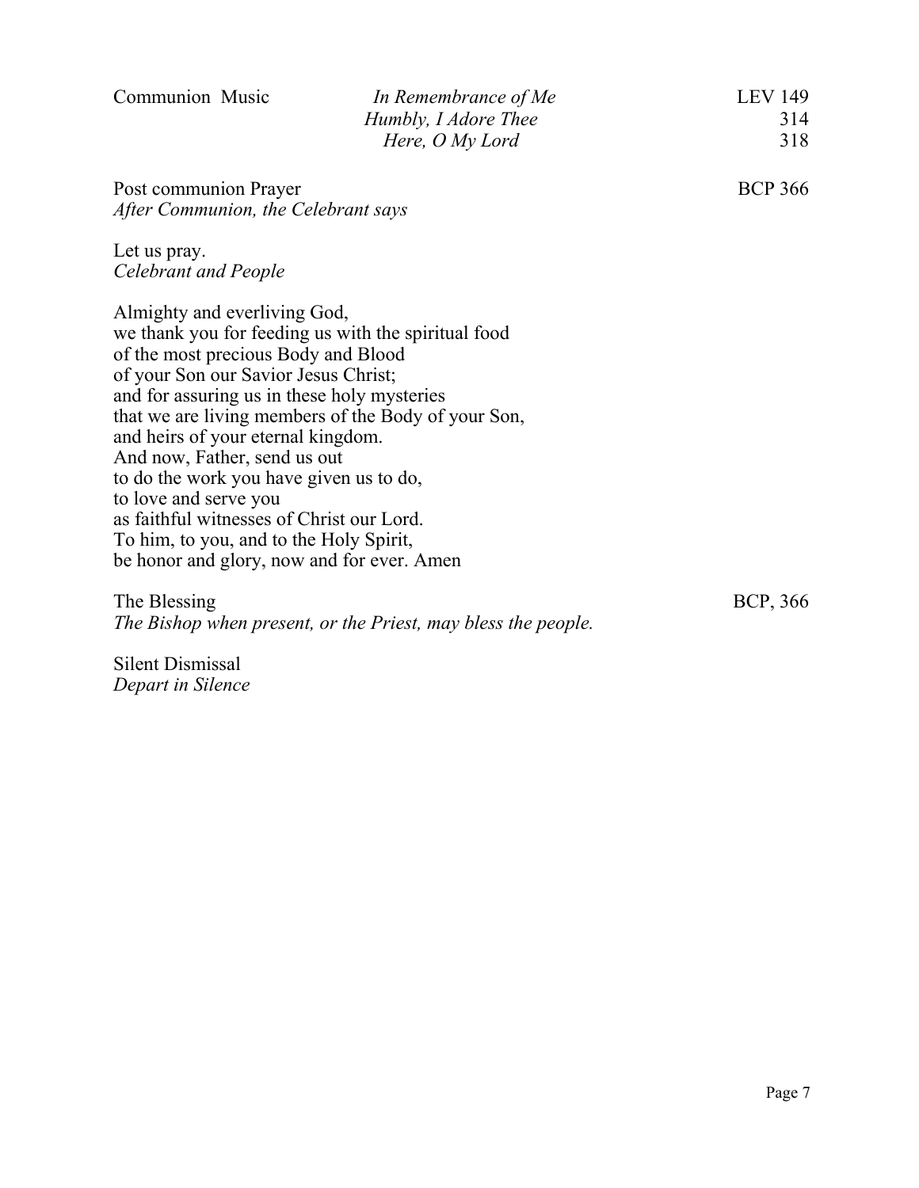| Communion Music | *In Remembrance of Me* | LEV 149 |
|---|---|---|
| | *Humbly, I Adore Thee* | 314 |
| | *Here, O My Lord* | 318 |

Post communion Prayer — BCP 366

*After Communion, the Celebrant says*

Let us pray.

*Celebrant and People*

Almighty and everliving God,
we thank you for feeding us with the spiritual food
of the most precious Body and Blood
of your Son our Savior Jesus Christ;
and for assuring us in these holy mysteries
that we are living members of the Body of your Son,
and heirs of your eternal kingdom.
And now, Father, send us out
to do the work you have given us to do,
to love and serve you
as faithful witnesses of Christ our Lord.
To him, to you, and to the Holy Spirit,
be honor and glory, now and for ever. Amen

The Blessing — BCP, 366

*The Bishop when present, or the Priest, may bless the people.*

Silent Dismissal

*Depart in Silence*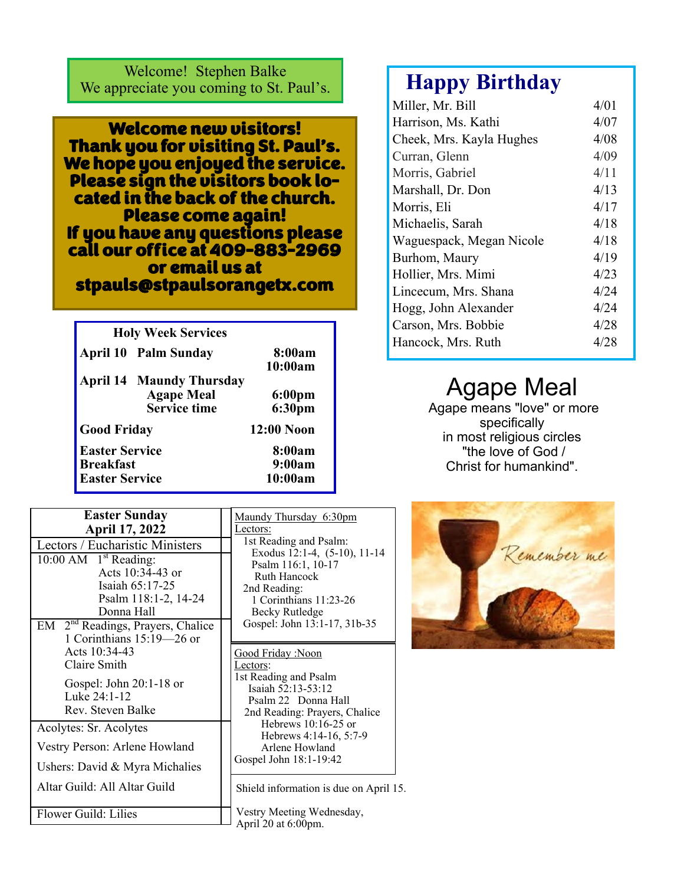Welcome! Stephen Balke
We appreciate you coming to St. Paul's.

**Welcome new visitors!**
**Thank you for visiting St. Paul's.**
**We hope you enjoyed the service.**
**Please sign the visitors book located in the back of the church.**
**Please come again!**
**If you have any questions please call our office at 409-883-2969 or email us at stpauls@stpaulsorangetx.com**

| Holy Week Services | |
|---|---|
| **April 10 Palm Sunday** | **8:00am** **10:00am** |
| **April 14 Maundy Thursday** | |
| **Agape Meal** | **6:00pm** |
| **Service time** | **6:30pm** |
| **Good Friday** | **12:00 Noon** |
| **Easter Service** | **8:00am** |
| **Breakfast** | **9:00am** |
| **Easter Service** | **10:00am** |

**Easter Sunday**
**April 17, 2022**

Lectors / Eucharistic Ministers

10:00 AM 1st Reading:
Acts 10:34-43 or
Isaiah 65:17-25
Psalm 118:1-2, 14-24
Donna Hall

EM 2nd Readings, Prayers, Chalice
1 Corinthians 15:19—26 or
Acts 10:34-43
Claire Smith

Gospel: John 20:1-18 or
Luke 24:1-12
Rev. Steven Balke

Acolytes: Sr. Acolytes

Vestry Person: Arlene Howland

Ushers: David & Myra Michalies

Altar Guild: All Altar Guild

Flower Guild: Lilies

Maundy Thursday 6:30pm
Lectors:
1st Reading and Psalm:
Exodus 12:1-4, (5-10), 11-14
Psalm 116:1, 10-17
Ruth Hancock
2nd Reading:
1 Corinthians 11:23-26
Becky Rutledge
Gospel: John 13:1-17, 31b-35

Good Friday :Noon
Lectors:
1st Reading and Psalm
Isaiah 52:13-53:12
Psalm 22 Donna Hall
2nd Reading: Prayers, Chalice
Hebrews 10:16-25 or
Hebrews 4:14-16, 5:7-9
Arlene Howland
Gospel John 18:1-19:42

Shield information is due on April 15.

Vestry Meeting Wednesday, April 20 at 6:00pm.

## Happy Birthday

| | |
|---|---|
| Miller, Mr. Bill | 4/01 |
| Harrison, Ms. Kathi | 4/07 |
| Cheek, Mrs. Kayla Hughes | 4/08 |
| Curran, Glenn | 4/09 |
| Morris, Gabriel | 4/11 |
| Marshall, Dr. Don | 4/13 |
| Morris, Eli | 4/17 |
| Michaelis, Sarah | 4/18 |
| Waguespack, Megan Nicole | 4/18 |
| Burhom, Maury | 4/19 |
| Hollier, Mrs. Mimi | 4/23 |
| Lincecum, Mrs. Shana | 4/24 |
| Hogg, John Alexander | 4/24 |
| Carson, Mrs. Bobbie | 4/28 |
| Hancock, Mrs. Ruth | 4/28 |

## Agape Meal

Agape means "love" or more specifically in most religious circles "the love of God / Christ for humankind".